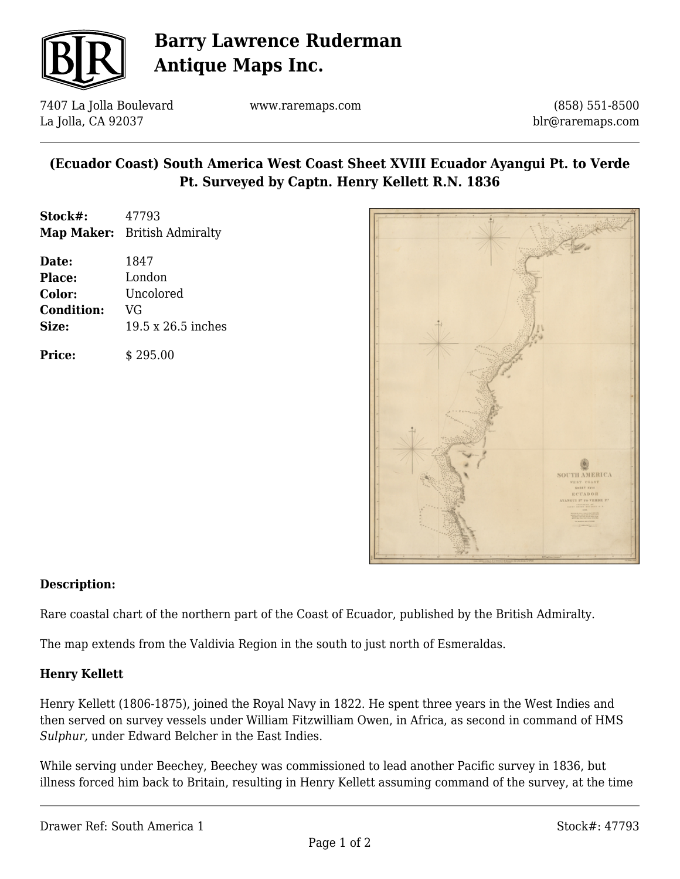# Barry Lawrence Ruderman Antique Maps Inc.

7407 La Jolla Boulevard
La Jolla, CA 92037

www.raremaps.com

(858) 551-8500
blr@raremaps.com

## (Ecuador Coast) South America West Coast Sheet XVIII Ecuador Ayangui Pt. to Verde Pt. Surveyed by Captn. Henry Kellett R.N. 1836

**Stock#:** 47793
**Map Maker:** British Admiralty

**Date:** 1847
**Place:** London
**Color:** Uncolored
**Condition:** VG
**Size:** 19.5 x 26.5 inches

**Price:** $ 295.00

**Description:**

Rare coastal chart of the northern part of the Coast of Ecuador, published by the British Admiralty.

The map extends from the Valdivia Region in the south to just north of Esmeraldas.

**Henry Kellett**

Henry Kellett (1806-1875), joined the Royal Navy in 1822. He spent three years in the West Indies and then served on survey vessels under William Fitzwilliam Owen, in Africa, as second in command of HMS *Sulphur,* under Edward Belcher in the East Indies.

While serving under Beechey, Beechey was commissioned to lead another Pacific survey in 1836, but illness forced him back to Britain, resulting in Henry Kellett assuming command of the survey, at the time

Drawer Ref: South America 1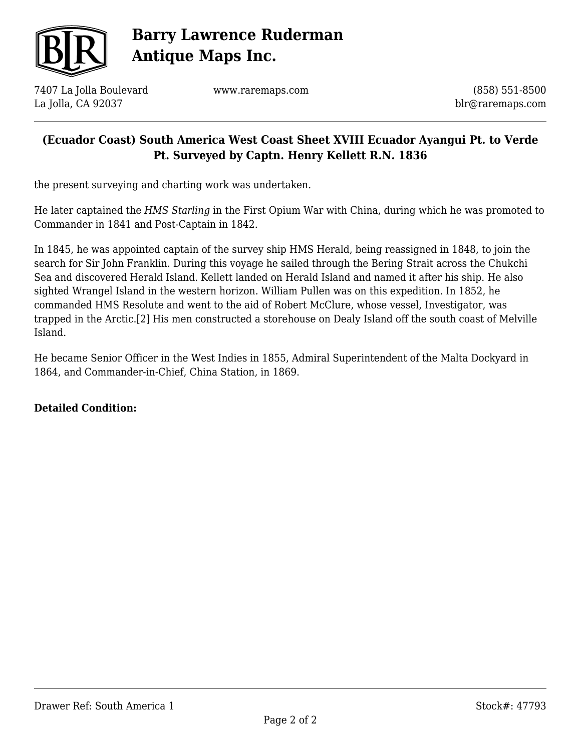# (Ecuador Coast) South America West Coast Sheet XVIII Ecuador Ayangui Pt. to Verde Pt. Surveyed by Captn. Henry Kellett R.N. 1836

the present surveying and charting work was undertaken.

He later captained the *HMS Starling* in the First Opium War with China, during which he was promoted to Commander in 1841 and Post-Captain in 1842.

In 1845, he was appointed captain of the survey ship HMS Herald, being reassigned in 1848, to join the search for Sir John Franklin. During this voyage he sailed through the Bering Strait across the Chukchi Sea and discovered Herald Island. Kellett landed on Herald Island and named it after his ship. He also sighted Wrangel Island in the western horizon. William Pullen was on this expedition. In 1852, he commanded HMS Resolute and went to the aid of Robert McClure, whose vessel, Investigator, was trapped in the Arctic.[2] His men constructed a storehouse on Dealy Island off the south coast of Melville Island.

He became Senior Officer in the West Indies in 1855, Admiral Superintendent of the Malta Dockyard in 1864, and Commander-in-Chief, China Station, in 1869.

**Detailed Condition:**

Drawer Ref: South America 1

Stock#: 47793